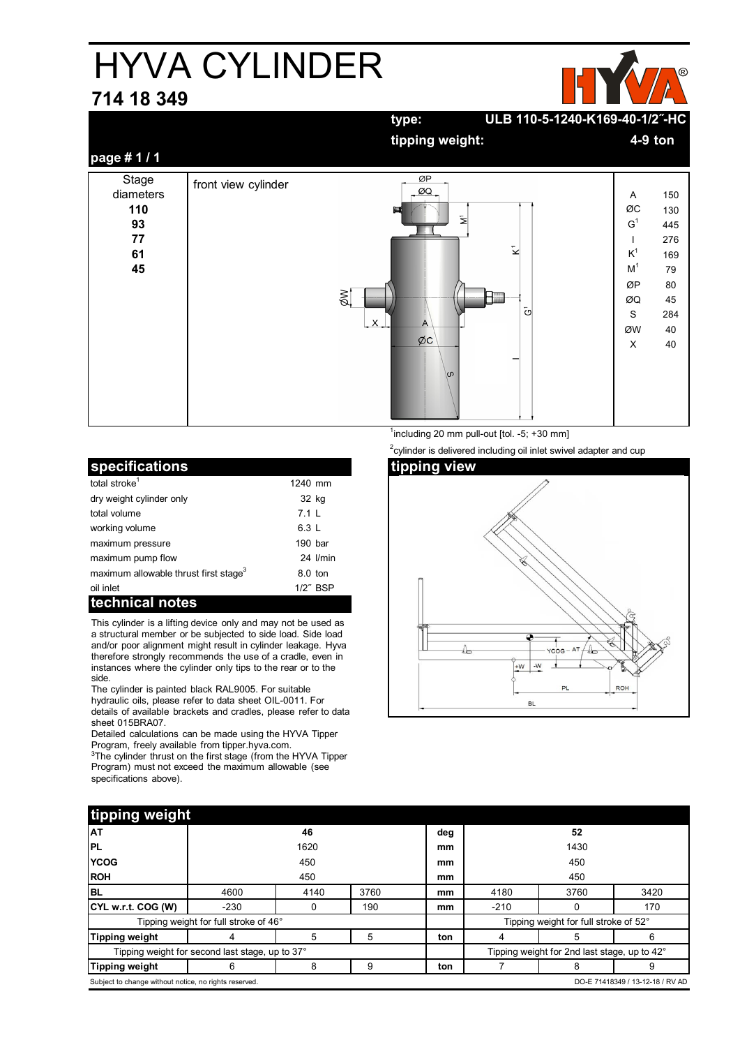# HYVA CYLINDER

## 714 18 349

**type:** ULB 110-5-1240-K169-40-1/2˝-HC

**tipping weight:** 4-9 ton

**page # 1 / 1**

| Stage diameters | front view cylinder | | |
|---|---|---|---|
| **110** | | A | 150 |
| **93** | | ØC | 130 |
| **77** | | G[1] | 445 |
| **61** | | I | 276 |
| **45** | | K[1] | 169 |
| | | M[1] | 79 |
| | | ØP | 80 |
| | | ØQ | 45 |
| | | S | 284 |
| | | ØW | 40 |
| | | X | 40 |

[1]including 20 mm pull-out [tol. -5; +30 mm]

[2]cylinder is delivered including oil inlet swivel adapter and cup

## specifications

| | |
|---|---|
| total stroke[1] | 1240 mm |
| dry weight cylinder only | 32 kg |
| total volume | 7.1 L |
| working volume | 6.3 L |
| maximum pressure | 190 bar |
| maximum pump flow | 24 l/min |
| maximum allowable thrust first stage[3] | 8.0 ton |
| oil inlet | 1/2˝ BSP |

## technical notes

This cylinder is a lifting device only and may not be used as a structural member or be subjected to side load. Side load and/or poor alignment might result in cylinder leakage. Hyva therefore strongly recommends the use of a cradle, even in instances where the cylinder only tips to the rear or to the side.

The cylinder is painted black RAL9005. For suitable hydraulic oils, please refer to data sheet OIL-0011. For details of available brackets and cradles, please refer to data sheet 015BRA07.

Detailed calculations can be made using the HYVA Tipper Program, freely available from tipper.hyva.com.

[3]The cylinder thrust on the first stage (from the HYVA Tipper Program) must not exceed the maximum allowable (see specifications above).

## tipping view

## tipping weight

| | | | | | | | |
|---|---|---|---|---|---|---|---|
| **AT** | | 46 | | **deg** | | 52 | |
| **PL** | | 1620 | | **mm** | | 1430 | |
| **YCOG** | | 450 | | **mm** | | 450 | |
| **ROH** | | 450 | | **mm** | | 450 | |
| **BL** | 4600 | 4140 | 3760 | **mm** | 4180 | 3760 | 3420 |
| **CYL w.r.t. COG (W)** | -230 | 0 | 190 | **mm** | -210 | 0 | 170 |
| Tipping weight for full stroke of 46° | | | | | Tipping weight for full stroke of 52° | | |
| **Tipping weight** | 4 | 5 | 5 | **ton** | 4 | 5 | 6 |
| Tipping weight for second last stage, up to 37° | | | | | Tipping weight for 2nd last stage, up to 42° | | |
| **Tipping weight** | 6 | 8 | 9 | **ton** | 7 | 8 | 9 |

Subject to change without notice, no rights reserved. DO-E 71418349 / 13-12-18 / RV AD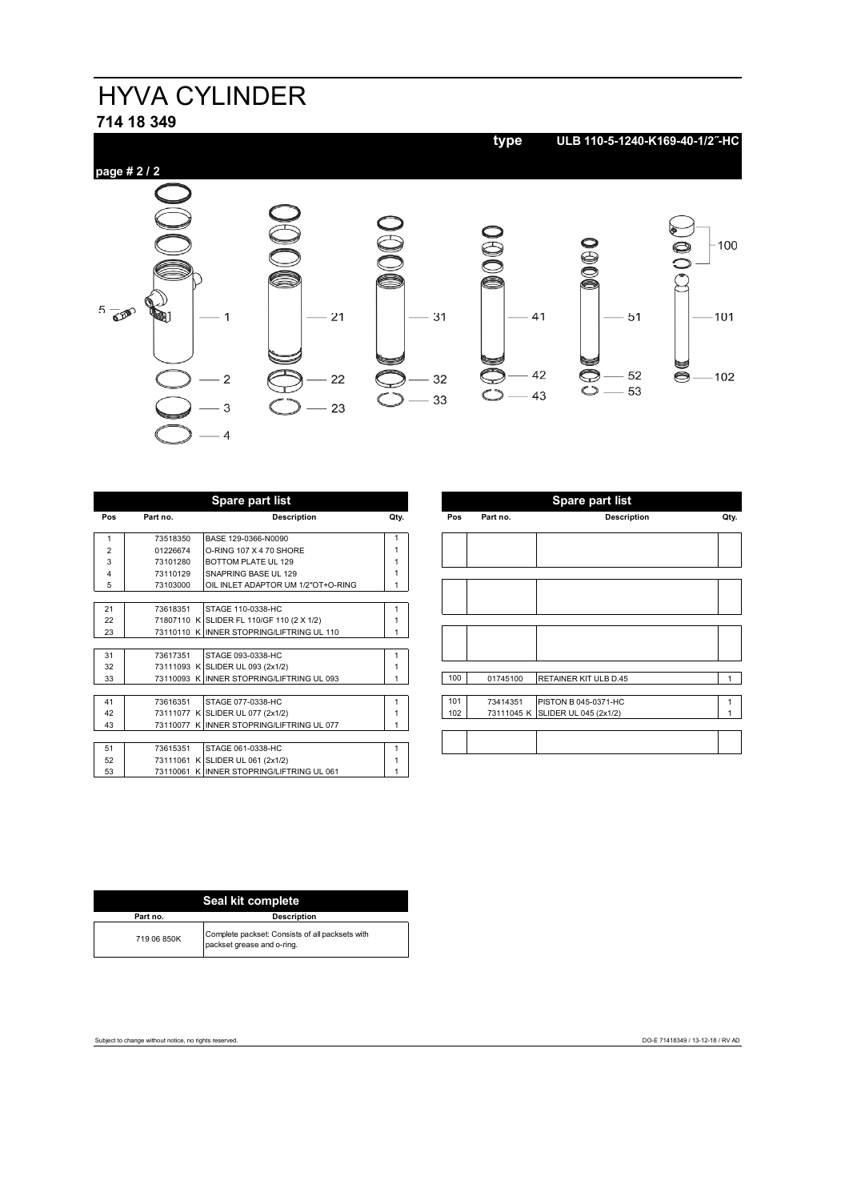# HYVA CYLINDER

**714 18 349**

**type** **ULB 110-5-1240-K169-40-1/2˝-HC**

**page # 2 / 2**

5

1

2

3

4

21

22

23

31

32

33

41

42

43

51

52

53

100

101

102

| Pos | Part no. | Description | Qty. |
|---|---|---|---|
| 1 | 73518350 | BASE 129-0366-N0090 | 1 |
| 2 | 01226674 | O-RING 107 X 4 70 SHORE | 1 |
| 3 | 73101280 | BOTTOM PLATE UL 129 | 1 |
| 4 | 73110129 | SNAPRING BASE UL 129 | 1 |
| 5 | 73103000 | OIL INLET ADAPTOR UM 1/2"OT+O-RING | 1 |
| 21 | 73618351 | STAGE 110-0338-HC | 1 |
| 22 | 71807110 K | SLIDER FL 110/GF 110 (2 X 1/2) | 1 |
| 23 | 73110110 K | INNER STOPRING/LIFTRING UL 110 | 1 |
| 31 | 73617351 | STAGE 093-0338-HC | 1 |
| 32 | 73111093 K | SLIDER UL 093 (2x1/2) | 1 |
| 33 | 73110093 K | INNER STOPRING/LIFTRING UL 093 | 1 |
| 41 | 73616351 | STAGE 077-0338-HC | 1 |
| 42 | 73111077 K | SLIDER UL 077 (2x1/2) | 1 |
| 43 | 73110077 K | INNER STOPRING/LIFTRING UL 077 | 1 |
| 51 | 73615351 | STAGE 061-0338-HC | 1 |
| 52 | 73111061 K | SLIDER UL 061 (2x1/2) | 1 |
| 53 | 73110061 K | INNER STOPRING/LIFTRING UL 061 | 1 |

| Pos | Part no. | Description | Qty. |
|---|---|---|---|
| 100 | 01745100 | RETAINER KIT ULB D.45 | 1 |
| 101 | 73414351 | PISTON B 045-0371-HC | 1 |
| 102 | 73111045 K | SLIDER UL 045 (2x1/2) | 1 |

**Seal kit complete**

| Part no. | Description |
|---|---|
| 719 06 850K | Complete packset: Consists of all packsets with packset grease and o-ring. |

Subject to change without notice, no rights reserved.

DO-E 71418349 / 13-12-18 / RV AD